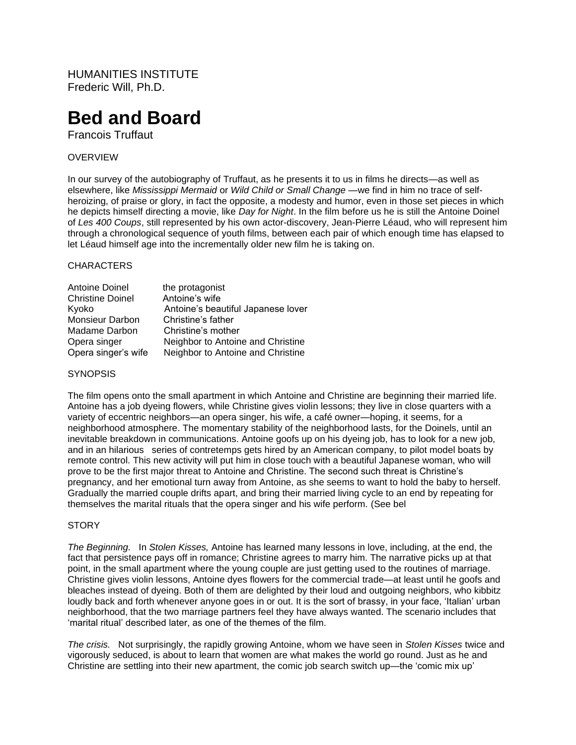HUMANITIES INSTITUTE
Frederic Will, Ph.D.

# Bed and Board

Francois Truffaut

OVERVIEW

In our survey of the autobiography of Truffaut, as he presents it to us in films he directs—as well as elsewhere, like *Mississippi Mermaid* or *Wild Child or Small Change* —we find in him no trace of self-heroizing, of praise or glory, in fact the opposite, a modesty and humor, even in those set pieces in which he depicts himself directing a movie, like *Day for Night*. In the film before us he is still the Antoine Doinel of *Les 400 Coups*, still represented by his own actor-discovery, Jean-Pierre Léaud, who will represent him through a chronological sequence of youth films, between each pair of which enough time has elapsed to let Léaud himself age into the incrementally older new film he is taking on.

CHARACTERS

| | |
|---|---|
| Antoine Doinel | the protagonist |
| Christine Doinel | Antoine's wife |
| Kyoko | Antoine's beautiful Japanese lover |
| Monsieur Darbon | Christine's father |
| Madame Darbon | Christine's mother |
| Opera singer | Neighbor to Antoine and Christine |
| Opera singer's wife | Neighbor to Antoine and Christine |

SYNOPSIS

The film opens onto the small apartment in which Antoine and Christine are beginning their married life. Antoine has a job dyeing flowers, while Christine gives violin lessons; they live in close quarters with a variety of eccentric neighbors—an opera singer, his wife, a café owner—hoping, it seems, for a neighborhood atmosphere. The momentary stability of the neighborhood lasts, for the Doinels, until an inevitable breakdown in communications. Antoine goofs up on his dyeing job, has to look for a new job, and in an hilarious series of contretemps gets hired by an American company, to pilot model boats by remote control. This new activity will put him in close touch with a beautiful Japanese woman, who will prove to be the first major threat to Antoine and Christine. The second such threat is Christine's pregnancy, and her emotional turn away from Antoine, as she seems to want to hold the baby to herself. Gradually the married couple drifts apart, and bring their married living cycle to an end by repeating for themselves the marital rituals that the opera singer and his wife perform. (See bel

STORY

*The Beginning.* In *Stolen Kisses,* Antoine has learned many lessons in love, including, at the end, the fact that persistence pays off in romance; Christine agrees to marry him. The narrative picks up at that point, in the small apartment where the young couple are just getting used to the routines of marriage. Christine gives violin lessons, Antoine dyes flowers for the commercial trade—at least until he goofs and bleaches instead of dyeing. Both of them are delighted by their loud and outgoing neighbors, who kibbitz loudly back and forth whenever anyone goes in or out. It is the sort of brassy, in your face, 'Italian' urban neighborhood, that the two marriage partners feel they have always wanted. The scenario includes that 'marital ritual' described later, as one of the themes of the film.

*The crisis.* Not surprisingly, the rapidly growing Antoine, whom we have seen in *Stolen Kisses* twice and vigorously seduced, is about to learn that women are what makes the world go round. Just as he and Christine are settling into their new apartment, the comic job search switch up—the 'comic mix up'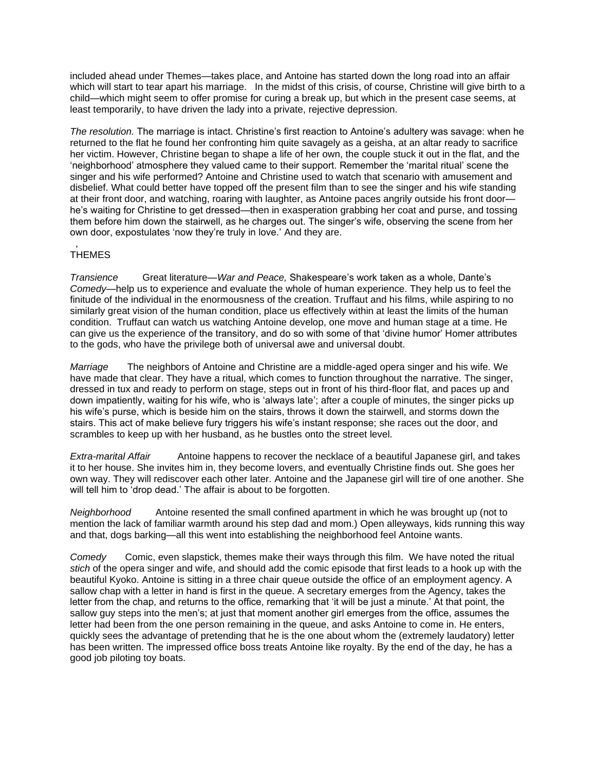included ahead under Themes—takes place, and Antoine has started down the long road into an affair which will start to tear apart his marriage. In the midst of this crisis, of course, Christine will give birth to a child—which might seem to offer promise for curing a break up, but which in the present case seems, at least temporarily, to have driven the lady into a private, rejective depression.

*The resolution.* The marriage is intact. Christine's first reaction to Antoine's adultery was savage: when he returned to the flat he found her confronting him quite savagely as a geisha, at an altar ready to sacrifice her victim. However, Christine began to shape a life of her own, the couple stuck it out in the flat, and the 'neighborhood' atmosphere they valued came to their support. Remember the 'marital ritual' scene the singer and his wife performed? Antoine and Christine used to watch that scenario with amusement and disbelief. What could better have topped off the present film than to see the singer and his wife standing at their front door, and watching, roaring with laughter, as Antoine paces angrily outside his front door—he's waiting for Christine to get dressed—then in exasperation grabbing her coat and purse, and tossing them before him down the stairwell, as he charges out. The singer's wife, observing the scene from her own door, expostulates 'now they're truly in love.' And they are.

## THEMES

*Transience* Great literature—*War and Peace,* Shakespeare's work taken as a whole, Dante's *Comedy*—help us to experience and evaluate the whole of human experience. They help us to feel the finitude of the individual in the enormousness of the creation. Truffaut and his films, while aspiring to no similarly great vision of the human condition, place us effectively within at least the limits of the human condition. Truffaut can watch us watching Antoine develop, one move and human stage at a time. He can give us the experience of the transitory, and do so with some of that 'divine humor' Homer attributes to the gods, who have the privilege both of universal awe and universal doubt.

*Marriage* The neighbors of Antoine and Christine are a middle-aged opera singer and his wife. We have made that clear. They have a ritual, which comes to function throughout the narrative. The singer, dressed in tux and ready to perform on stage, steps out in front of his third-floor flat, and paces up and down impatiently, waiting for his wife, who is 'always late'; after a couple of minutes, the singer picks up his wife's purse, which is beside him on the stairs, throws it down the stairwell, and storms down the stairs. This act of make believe fury triggers his wife's instant response; she races out the door, and scrambles to keep up with her husband, as he bustles onto the street level.

*Extra-marital Affair* Antoine happens to recover the necklace of a beautiful Japanese girl, and takes it to her house. She invites him in, they become lovers, and eventually Christine finds out. She goes her own way. They will rediscover each other later. Antoine and the Japanese girl will tire of one another. She will tell him to 'drop dead.' The affair is about to be forgotten.

*Neighborhood* Antoine resented the small confined apartment in which he was brought up (not to mention the lack of familiar warmth around his step dad and mom.) Open alleyways, kids running this way and that, dogs barking—all this went into establishing the neighborhood feel Antoine wants.

*Comedy* Comic, even slapstick, themes make their ways through this film. We have noted the ritual *stich* of the opera singer and wife, and should add the comic episode that first leads to a hook up with the beautiful Kyoko. Antoine is sitting in a three chair queue outside the office of an employment agency. A sallow chap with a letter in hand is first in the queue. A secretary emerges from the Agency, takes the letter from the chap, and returns to the office, remarking that 'it will be just a minute.' At that point, the sallow guy steps into the men's; at just that moment another girl emerges from the office, assumes the letter had been from the one person remaining in the queue, and asks Antoine to come in. He enters, quickly sees the advantage of pretending that he is the one about whom the (extremely laudatory) letter has been written. The impressed office boss treats Antoine like royalty. By the end of the day, he has a good job piloting toy boats.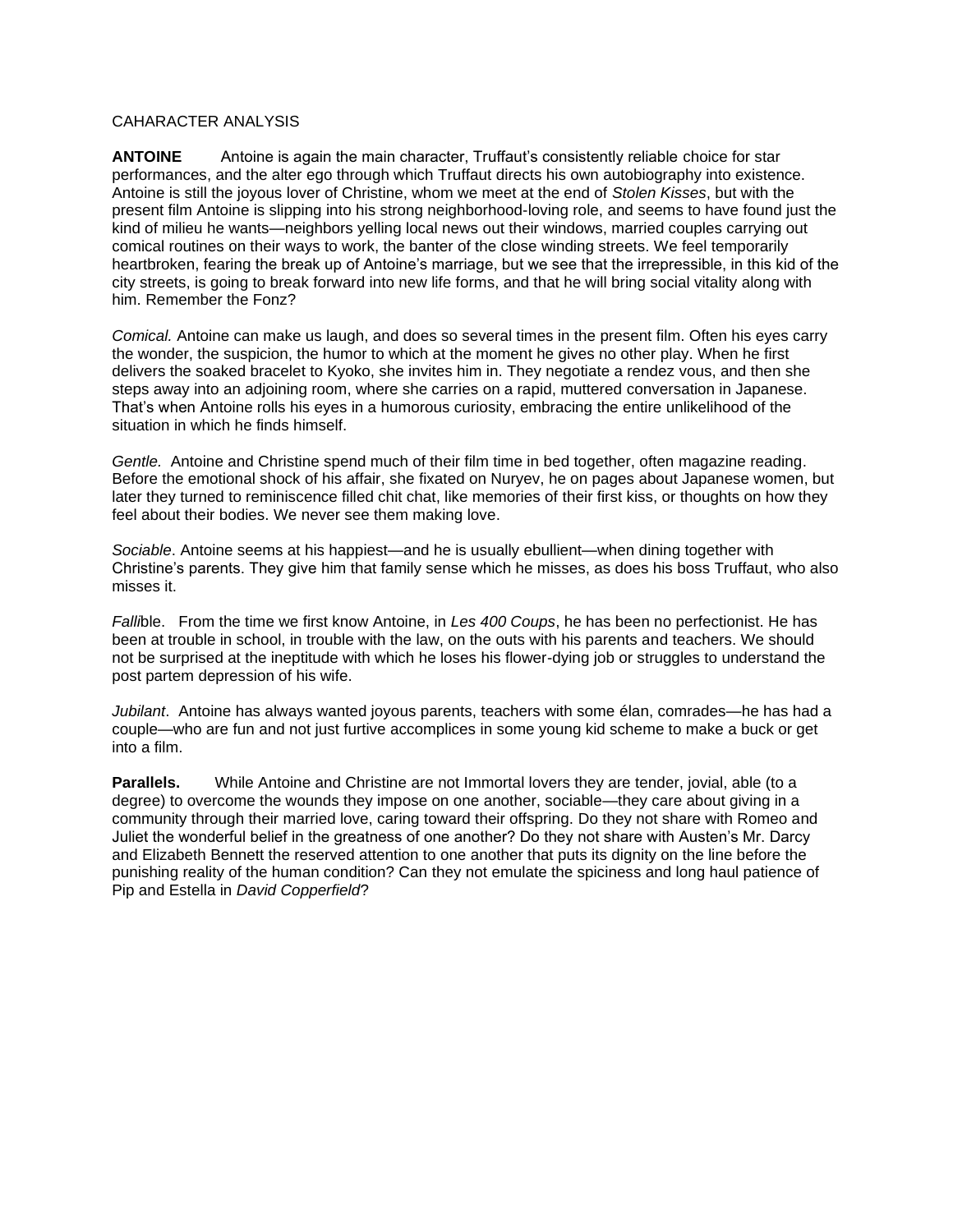CAHARACTER ANALYSIS

**ANTOINE** Antoine is again the main character, Truffaut's consistently reliable choice for star performances, and the alter ego through which Truffaut directs his own autobiography into existence. Antoine is still the joyous lover of Christine, whom we meet at the end of *Stolen Kisses*, but with the present film Antoine is slipping into his strong neighborhood-loving role, and seems to have found just the kind of milieu he wants—neighbors yelling local news out their windows, married couples carrying out comical routines on their ways to work, the banter of the close winding streets. We feel temporarily heartbroken, fearing the break up of Antoine's marriage, but we see that the irrepressible, in this kid of the city streets, is going to break forward into new life forms, and that he will bring social vitality along with him. Remember the Fonz?

*Comical.* Antoine can make us laugh, and does so several times in the present film. Often his eyes carry the wonder, the suspicion, the humor to which at the moment he gives no other play. When he first delivers the soaked bracelet to Kyoko, she invites him in. They negotiate a rendez vous, and then she steps away into an adjoining room, where she carries on a rapid, muttered conversation in Japanese. That's when Antoine rolls his eyes in a humorous curiosity, embracing the entire unlikelihood of the situation in which he finds himself.

*Gentle.* Antoine and Christine spend much of their film time in bed together, often magazine reading. Before the emotional shock of his affair, she fixated on Nuryev, he on pages about Japanese women, but later they turned to reminiscence filled chit chat, like memories of their first kiss, or thoughts on how they feel about their bodies. We never see them making love.

*Sociable*. Antoine seems at his happiest—and he is usually ebullient—when dining together with Christine's parents. They give him that family sense which he misses, as does his boss Truffaut, who also misses it.

*Falli*ble. From the time we first know Antoine, in *Les 400 Coups*, he has been no perfectionist. He has been at trouble in school, in trouble with the law, on the outs with his parents and teachers. We should not be surprised at the ineptitude with which he loses his flower-dying job or struggles to understand the post partem depression of his wife.

*Jubilant*. Antoine has always wanted joyous parents, teachers with some élan, comrades—he has had a couple—who are fun and not just furtive accomplices in some young kid scheme to make a buck or get into a film.

**Parallels.** While Antoine and Christine are not Immortal lovers they are tender, jovial, able (to a degree) to overcome the wounds they impose on one another, sociable—they care about giving in a community through their married love, caring toward their offspring. Do they not share with Romeo and Juliet the wonderful belief in the greatness of one another? Do they not share with Austen's Mr. Darcy and Elizabeth Bennett the reserved attention to one another that puts its dignity on the line before the punishing reality of the human condition? Can they not emulate the spiciness and long haul patience of Pip and Estella in *David Copperfield*?